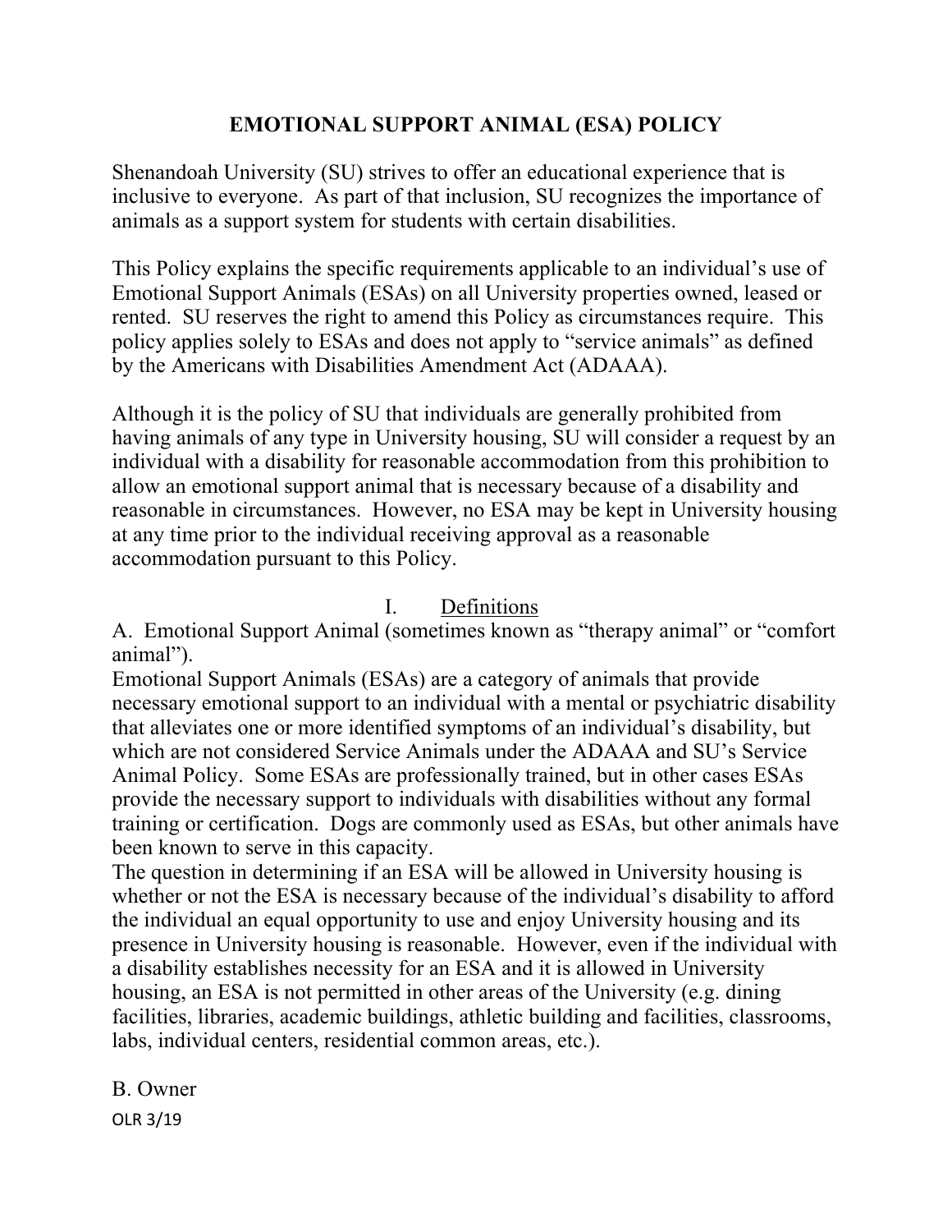# EMOTIONAL SUPPORT ANIMAL (ESA) POLICY

Shenandoah University (SU) strives to offer an educational experience that is inclusive to everyone. As part of that inclusion, SU recognizes the importance of animals as a support system for students with certain disabilities.

This Policy explains the specific requirements applicable to an individual's use of Emotional Support Animals (ESAs) on all University properties owned, leased or rented. SU reserves the right to amend this Policy as circumstances require. This policy applies solely to ESAs and does not apply to "service animals" as defined by the Americans with Disabilities Amendment Act (ADAAA).

Although it is the policy of SU that individuals are generally prohibited from having animals of any type in University housing, SU will consider a request by an individual with a disability for reasonable accommodation from this prohibition to allow an emotional support animal that is necessary because of a disability and reasonable in circumstances. However, no ESA may be kept in University housing at any time prior to the individual receiving approval as a reasonable accommodation pursuant to this Policy.

## I. Definitions

A. Emotional Support Animal (sometimes known as "therapy animal" or "comfort animal").

Emotional Support Animals (ESAs) are a category of animals that provide necessary emotional support to an individual with a mental or psychiatric disability that alleviates one or more identified symptoms of an individual's disability, but which are not considered Service Animals under the ADAAA and SU's Service Animal Policy. Some ESAs are professionally trained, but in other cases ESAs provide the necessary support to individuals with disabilities without any formal training or certification. Dogs are commonly used as ESAs, but other animals have been known to serve in this capacity.

The question in determining if an ESA will be allowed in University housing is whether or not the ESA is necessary because of the individual's disability to afford the individual an equal opportunity to use and enjoy University housing and its presence in University housing is reasonable. However, even if the individual with a disability establishes necessity for an ESA and it is allowed in University housing, an ESA is not permitted in other areas of the University (e.g. dining facilities, libraries, academic buildings, athletic building and facilities, classrooms, labs, individual centers, residential common areas, etc.).

B. Owner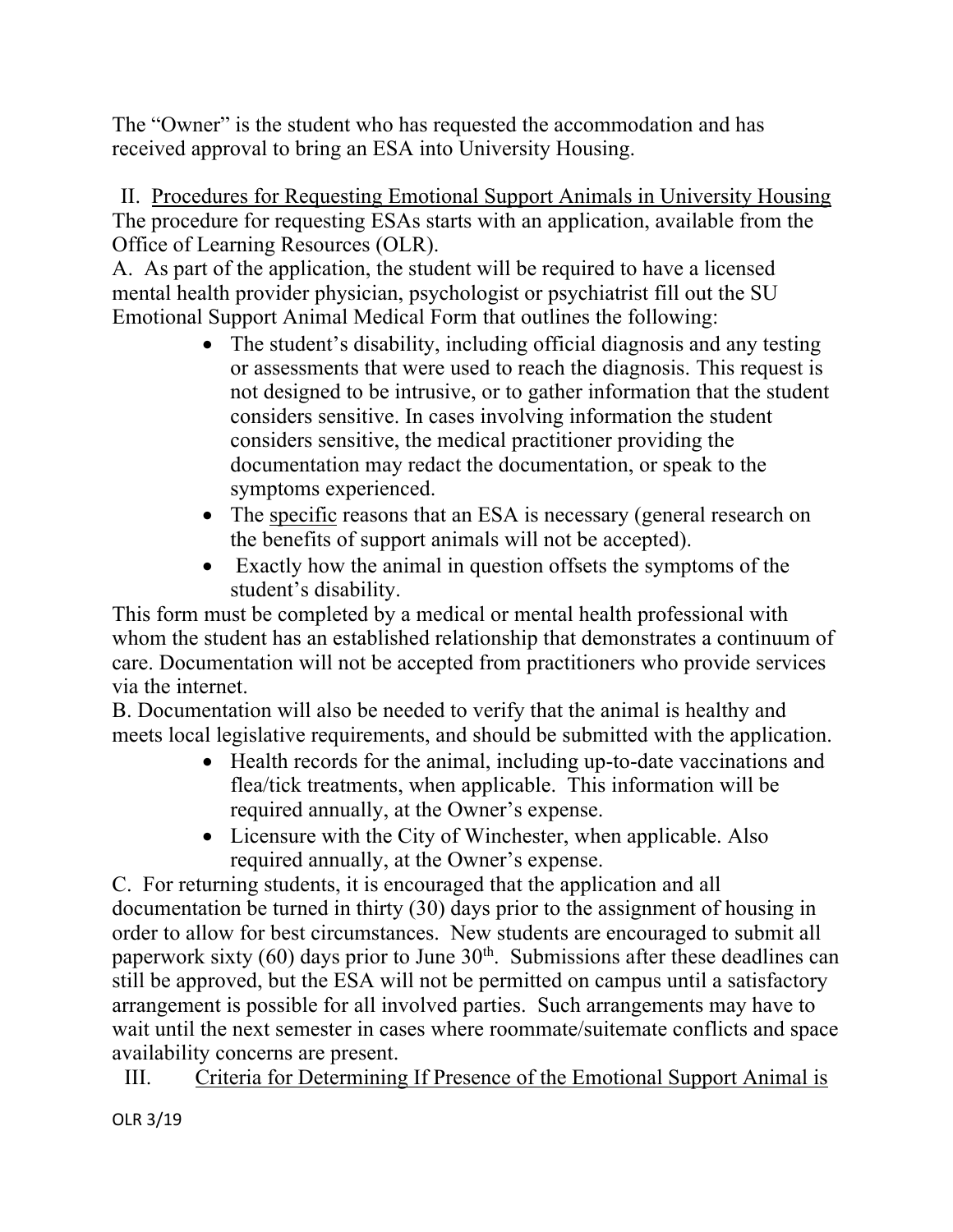The "Owner" is the student who has requested the accommodation and has received approval to bring an ESA into University Housing.

## II. Procedures for Requesting Emotional Support Animals in University Housing

The procedure for requesting ESAs starts with an application, available from the Office of Learning Resources (OLR).

A. As part of the application, the student will be required to have a licensed mental health provider physician, psychologist or psychiatrist fill out the SU Emotional Support Animal Medical Form that outlines the following:

- The student's disability, including official diagnosis and any testing or assessments that were used to reach the diagnosis. This request is not designed to be intrusive, or to gather information that the student considers sensitive. In cases involving information the student considers sensitive, the medical practitioner providing the documentation may redact the documentation, or speak to the symptoms experienced.
- The specific reasons that an ESA is necessary (general research on the benefits of support animals will not be accepted).
- Exactly how the animal in question offsets the symptoms of the student's disability.

This form must be completed by a medical or mental health professional with whom the student has an established relationship that demonstrates a continuum of care. Documentation will not be accepted from practitioners who provide services via the internet.

B. Documentation will also be needed to verify that the animal is healthy and meets local legislative requirements, and should be submitted with the application.

- Health records for the animal, including up-to-date vaccinations and flea/tick treatments, when applicable. This information will be required annually, at the Owner's expense.
- Licensure with the City of Winchester, when applicable. Also required annually, at the Owner's expense.

C. For returning students, it is encouraged that the application and all documentation be turned in thirty (30) days prior to the assignment of housing in order to allow for best circumstances. New students are encouraged to submit all paperwork sixty (60) days prior to June 30th. Submissions after these deadlines can still be approved, but the ESA will not be permitted on campus until a satisfactory arrangement is possible for all involved parties. Such arrangements may have to wait until the next semester in cases where roommate/suitemate conflicts and space availability concerns are present.

## III. Criteria for Determining If Presence of the Emotional Support Animal is

OLR 3/19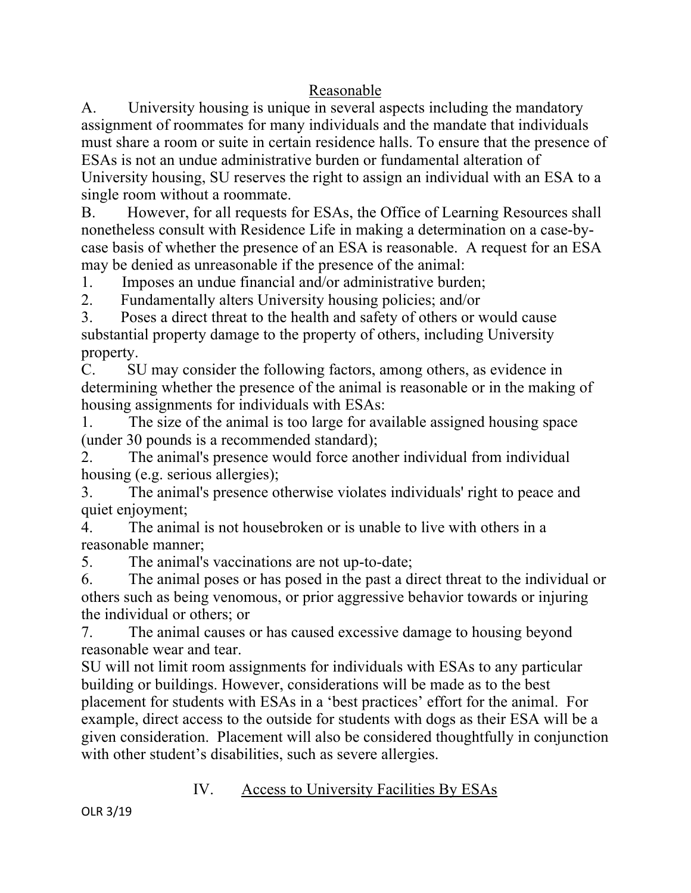## Reasonable

A. University housing is unique in several aspects including the mandatory assignment of roommates for many individuals and the mandate that individuals must share a room or suite in certain residence halls. To ensure that the presence of ESAs is not an undue administrative burden or fundamental alteration of University housing, SU reserves the right to assign an individual with an ESA to a single room without a roommate.

B. However, for all requests for ESAs, the Office of Learning Resources shall nonetheless consult with Residence Life in making a determination on a case-by-case basis of whether the presence of an ESA is reasonable. A request for an ESA may be denied as unreasonable if the presence of the animal:

1. Imposes an undue financial and/or administrative burden;
2. Fundamentally alters University housing policies; and/or
3. Poses a direct threat to the health and safety of others or would cause substantial property damage to the property of others, including University property.

C. SU may consider the following factors, among others, as evidence in determining whether the presence of the animal is reasonable or in the making of housing assignments for individuals with ESAs:

1. The size of the animal is too large for available assigned housing space (under 30 pounds is a recommended standard);
2. The animal's presence would force another individual from individual housing (e.g. serious allergies);
3. The animal's presence otherwise violates individuals' right to peace and quiet enjoyment;
4. The animal is not housebroken or is unable to live with others in a reasonable manner;
5. The animal's vaccinations are not up-to-date;
6. The animal poses or has posed in the past a direct threat to the individual or others such as being venomous, or prior aggressive behavior towards or injuring the individual or others; or
7. The animal causes or has caused excessive damage to housing beyond reasonable wear and tear.

SU will not limit room assignments for individuals with ESAs to any particular building or buildings. However, considerations will be made as to the best placement for students with ESAs in a 'best practices' effort for the animal. For example, direct access to the outside for students with dogs as their ESA will be a given consideration. Placement will also be considered thoughtfully in conjunction with other student's disabilities, such as severe allergies.

## IV. Access to University Facilities By ESAs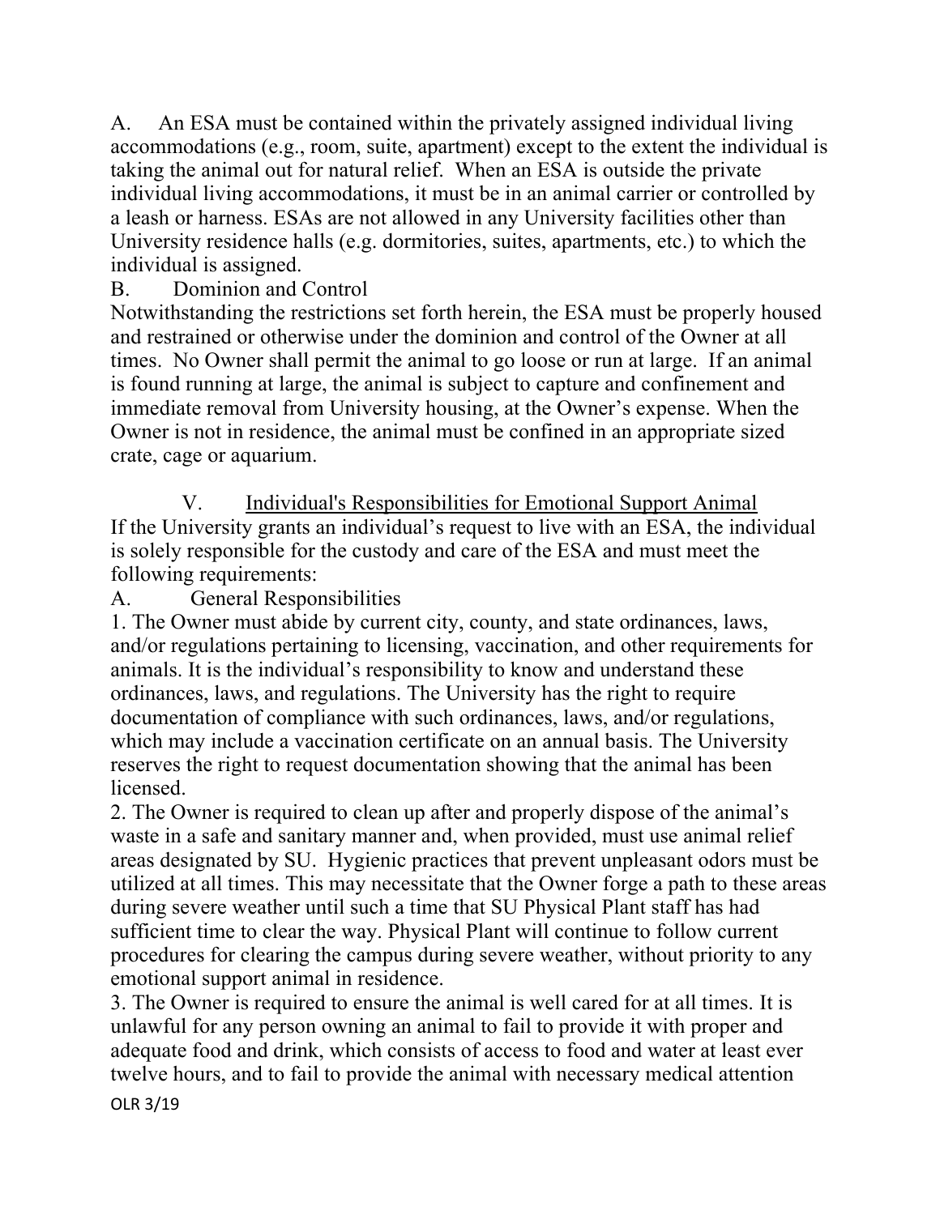A. An ESA must be contained within the privately assigned individual living accommodations (e.g., room, suite, apartment) except to the extent the individual is taking the animal out for natural relief. When an ESA is outside the private individual living accommodations, it must be in an animal carrier or controlled by a leash or harness. ESAs are not allowed in any University facilities other than University residence halls (e.g. dormitories, suites, apartments, etc.) to which the individual is assigned.

B. Dominion and Control

Notwithstanding the restrictions set forth herein, the ESA must be properly housed and restrained or otherwise under the dominion and control of the Owner at all times. No Owner shall permit the animal to go loose or run at large. If an animal is found running at large, the animal is subject to capture and confinement and immediate removal from University housing, at the Owner's expense. When the Owner is not in residence, the animal must be confined in an appropriate sized crate, cage or aquarium.

## V. Individual's Responsibilities for Emotional Support Animal

If the University grants an individual's request to live with an ESA, the individual is solely responsible for the custody and care of the ESA and must meet the following requirements:

A. General Responsibilities

1. The Owner must abide by current city, county, and state ordinances, laws, and/or regulations pertaining to licensing, vaccination, and other requirements for animals. It is the individual's responsibility to know and understand these ordinances, laws, and regulations. The University has the right to require documentation of compliance with such ordinances, laws, and/or regulations, which may include a vaccination certificate on an annual basis. The University reserves the right to request documentation showing that the animal has been licensed.
2. The Owner is required to clean up after and properly dispose of the animal's waste in a safe and sanitary manner and, when provided, must use animal relief areas designated by SU. Hygienic practices that prevent unpleasant odors must be utilized at all times. This may necessitate that the Owner forge a path to these areas during severe weather until such a time that SU Physical Plant staff has had sufficient time to clear the way. Physical Plant will continue to follow current procedures for clearing the campus during severe weather, without priority to any emotional support animal in residence.
3. The Owner is required to ensure the animal is well cared for at all times. It is unlawful for any person owning an animal to fail to provide it with proper and adequate food and drink, which consists of access to food and water at least ever twelve hours, and to fail to provide the animal with necessary medical attention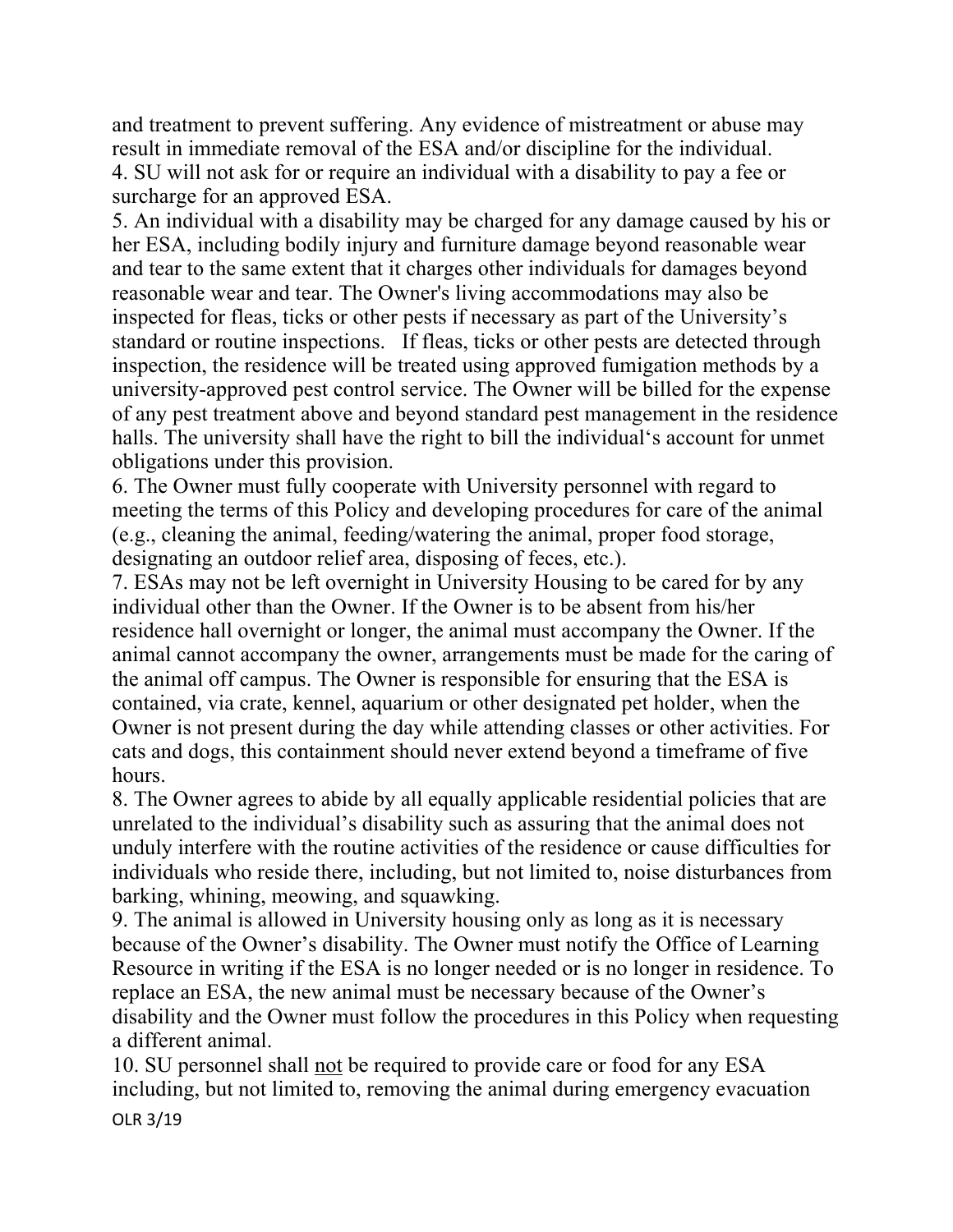and treatment to prevent suffering. Any evidence of mistreatment or abuse may result in immediate removal of the ESA and/or discipline for the individual.

4. SU will not ask for or require an individual with a disability to pay a fee or surcharge for an approved ESA.

5. An individual with a disability may be charged for any damage caused by his or her ESA, including bodily injury and furniture damage beyond reasonable wear and tear to the same extent that it charges other individuals for damages beyond reasonable wear and tear. The Owner's living accommodations may also be inspected for fleas, ticks or other pests if necessary as part of the University's standard or routine inspections. If fleas, ticks or other pests are detected through inspection, the residence will be treated using approved fumigation methods by a university-approved pest control service. The Owner will be billed for the expense of any pest treatment above and beyond standard pest management in the residence halls. The university shall have the right to bill the individual's account for unmet obligations under this provision.

6. The Owner must fully cooperate with University personnel with regard to meeting the terms of this Policy and developing procedures for care of the animal (e.g., cleaning the animal, feeding/watering the animal, proper food storage, designating an outdoor relief area, disposing of feces, etc.).

7. ESAs may not be left overnight in University Housing to be cared for by any individual other than the Owner. If the Owner is to be absent from his/her residence hall overnight or longer, the animal must accompany the Owner. If the animal cannot accompany the owner, arrangements must be made for the caring of the animal off campus. The Owner is responsible for ensuring that the ESA is contained, via crate, kennel, aquarium or other designated pet holder, when the Owner is not present during the day while attending classes or other activities. For cats and dogs, this containment should never extend beyond a timeframe of five hours.

8. The Owner agrees to abide by all equally applicable residential policies that are unrelated to the individual's disability such as assuring that the animal does not unduly interfere with the routine activities of the residence or cause difficulties for individuals who reside there, including, but not limited to, noise disturbances from barking, whining, meowing, and squawking.

9. The animal is allowed in University housing only as long as it is necessary because of the Owner's disability. The Owner must notify the Office of Learning Resource in writing if the ESA is no longer needed or is no longer in residence. To replace an ESA, the new animal must be necessary because of the Owner's disability and the Owner must follow the procedures in this Policy when requesting a different animal.

10. SU personnel shall <u>not</u> be required to provide care or food for any ESA including, but not limited to, removing the animal during emergency evacuation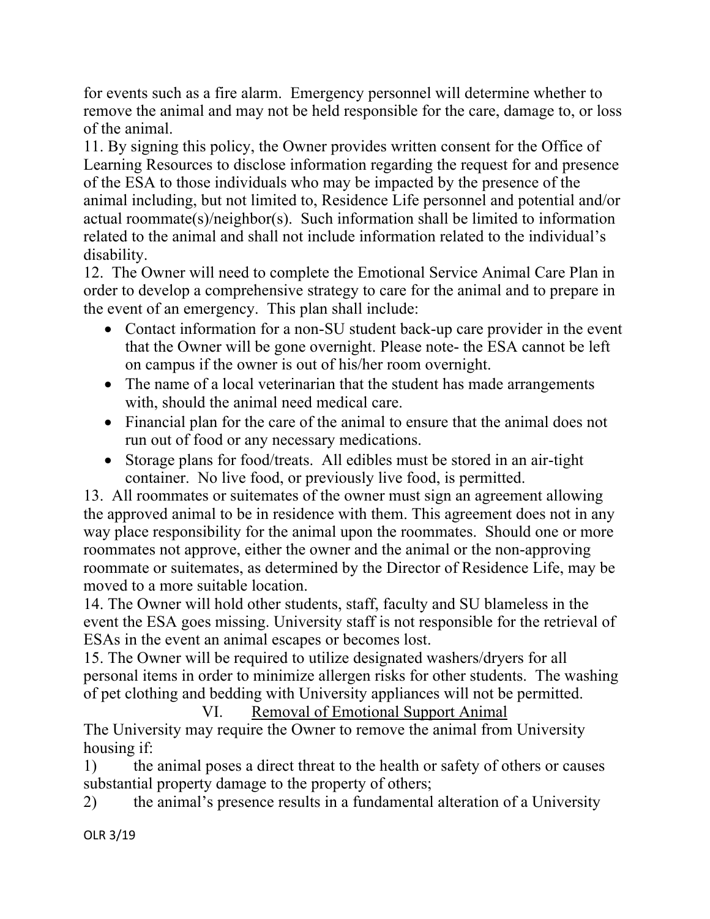for events such as a fire alarm. Emergency personnel will determine whether to remove the animal and may not be held responsible for the care, damage to, or loss of the animal.

11. By signing this policy, the Owner provides written consent for the Office of Learning Resources to disclose information regarding the request for and presence of the ESA to those individuals who may be impacted by the presence of the animal including, but not limited to, Residence Life personnel and potential and/or actual roommate(s)/neighbor(s). Such information shall be limited to information related to the animal and shall not include information related to the individual's disability.

12. The Owner will need to complete the Emotional Service Animal Care Plan in order to develop a comprehensive strategy to care for the animal and to prepare in the event of an emergency. This plan shall include:

- Contact information for a non-SU student back-up care provider in the event that the Owner will be gone overnight. Please note- the ESA cannot be left on campus if the owner is out of his/her room overnight.
- The name of a local veterinarian that the student has made arrangements with, should the animal need medical care.
- Financial plan for the care of the animal to ensure that the animal does not run out of food or any necessary medications.
- Storage plans for food/treats. All edibles must be stored in an air-tight container. No live food, or previously live food, is permitted.

13. All roommates or suitemates of the owner must sign an agreement allowing the approved animal to be in residence with them. This agreement does not in any way place responsibility for the animal upon the roommates. Should one or more roommates not approve, either the owner and the animal or the non-approving roommate or suitemates, as determined by the Director of Residence Life, may be moved to a more suitable location.

14. The Owner will hold other students, staff, faculty and SU blameless in the event the ESA goes missing. University staff is not responsible for the retrieval of ESAs in the event an animal escapes or becomes lost.

15. The Owner will be required to utilize designated washers/dryers for all personal items in order to minimize allergen risks for other students. The washing of pet clothing and bedding with University appliances will not be permitted.

## VI. Removal of Emotional Support Animal

The University may require the Owner to remove the animal from University housing if:

1) the animal poses a direct threat to the health or safety of others or causes substantial property damage to the property of others;

2) the animal's presence results in a fundamental alteration of a University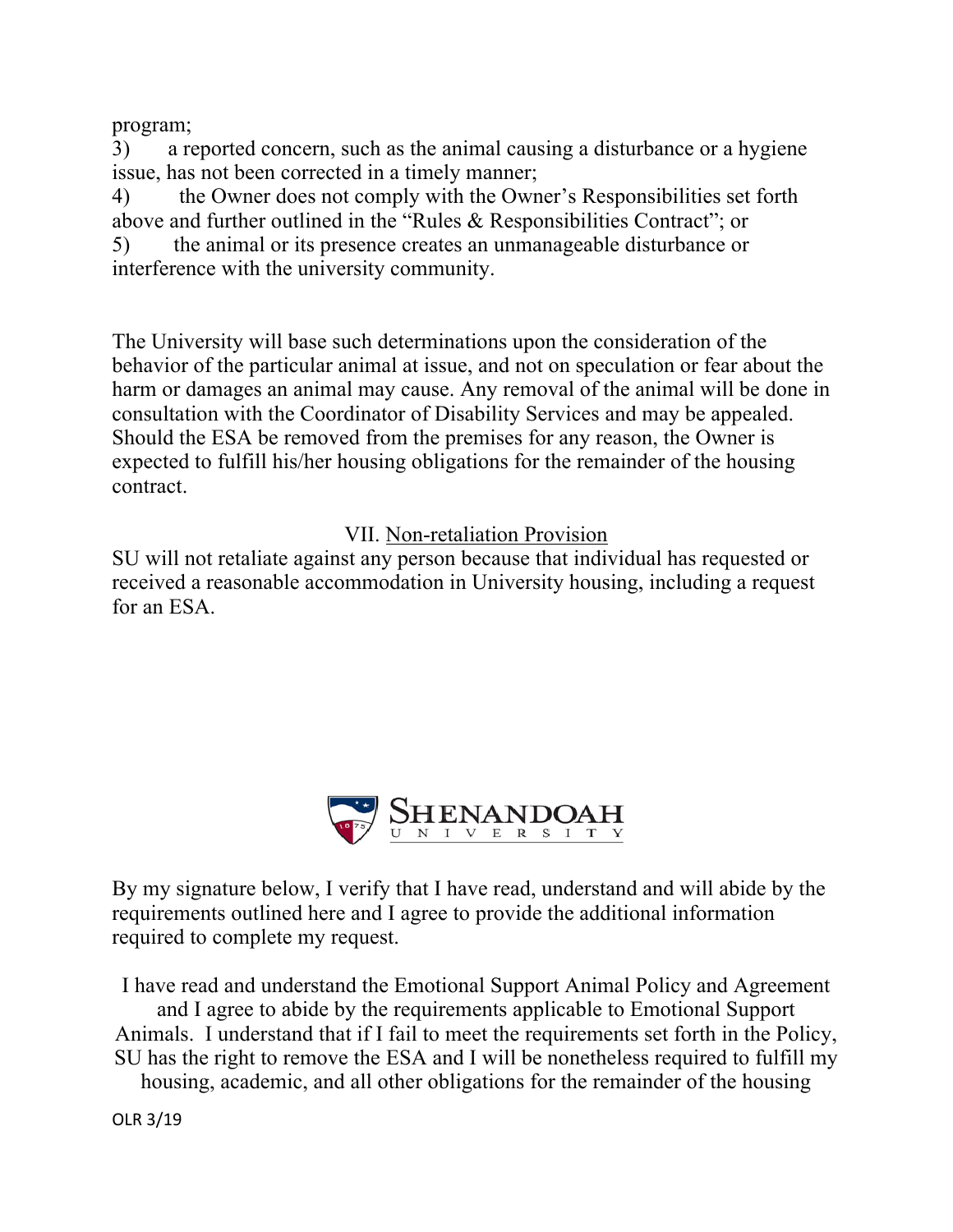program;

3) a reported concern, such as the animal causing a disturbance or a hygiene issue, has not been corrected in a timely manner;

4) the Owner does not comply with the Owner's Responsibilities set forth above and further outlined in the "Rules & Responsibilities Contract"; or

5) the animal or its presence creates an unmanageable disturbance or interference with the university community.

The University will base such determinations upon the consideration of the behavior of the particular animal at issue, and not on speculation or fear about the harm or damages an animal may cause. Any removal of the animal will be done in consultation with the Coordinator of Disability Services and may be appealed. Should the ESA be removed from the premises for any reason, the Owner is expected to fulfill his/her housing obligations for the remainder of the housing contract.

## VII. Non-retaliation Provision

SU will not retaliate against any person because that individual has requested or received a reasonable accommodation in University housing, including a request for an ESA.

SHENANDOAH UNIVERSITY

By my signature below, I verify that I have read, understand and will abide by the requirements outlined here and I agree to provide the additional information required to complete my request.

I have read and understand the Emotional Support Animal Policy and Agreement and I agree to abide by the requirements applicable to Emotional Support Animals. I understand that if I fail to meet the requirements set forth in the Policy, SU has the right to remove the ESA and I will be nonetheless required to fulfill my housing, academic, and all other obligations for the remainder of the housing

OLR 3/19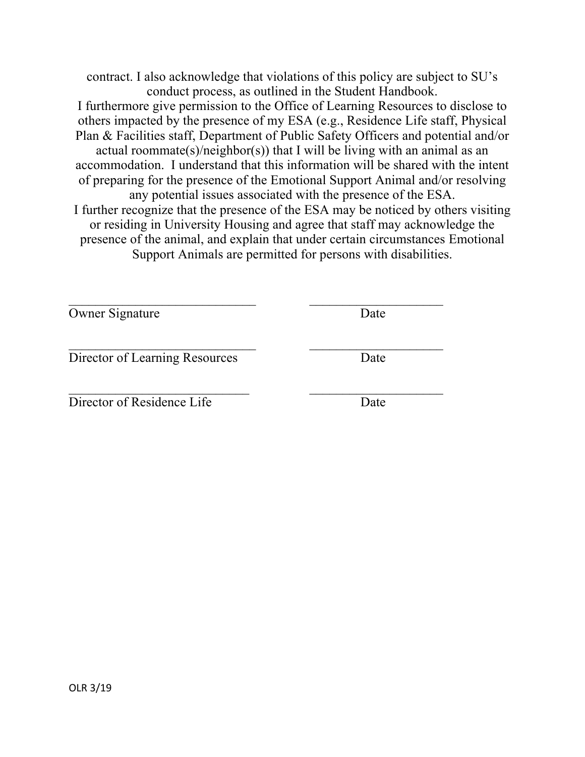contract. I also acknowledge that violations of this policy are subject to SU's conduct process, as outlined in the Student Handbook.

I furthermore give permission to the Office of Learning Resources to disclose to others impacted by the presence of my ESA (e.g., Residence Life staff, Physical Plan & Facilities staff, Department of Public Safety Officers and potential and/or actual roommate(s)/neighbor(s)) that I will be living with an animal as an accommodation. I understand that this information will be shared with the intent of preparing for the presence of the Emotional Support Animal and/or resolving any potential issues associated with the presence of the ESA.

I further recognize that the presence of the ESA may be noticed by others visiting or residing in University Housing and agree that staff may acknowledge the presence of the animal, and explain that under certain circumstances Emotional Support Animals are permitted for persons with disabilities.

_____________________________ &nbsp;&nbsp;&nbsp;&nbsp;&nbsp;&nbsp;&nbsp;&nbsp; _____________________

Owner Signature &nbsp;&nbsp;&nbsp;&nbsp;&nbsp;&nbsp;&nbsp;&nbsp; Date

_____________________________ &nbsp;&nbsp;&nbsp;&nbsp;&nbsp;&nbsp;&nbsp;&nbsp; _____________________

Director of Learning Resources &nbsp;&nbsp;&nbsp;&nbsp;&nbsp;&nbsp;&nbsp;&nbsp; Date

____________________________ &nbsp;&nbsp;&nbsp;&nbsp;&nbsp;&nbsp;&nbsp;&nbsp; _____________________

Director of Residence Life &nbsp;&nbsp;&nbsp;&nbsp;&nbsp;&nbsp;&nbsp;&nbsp; Date

OLR 3/19